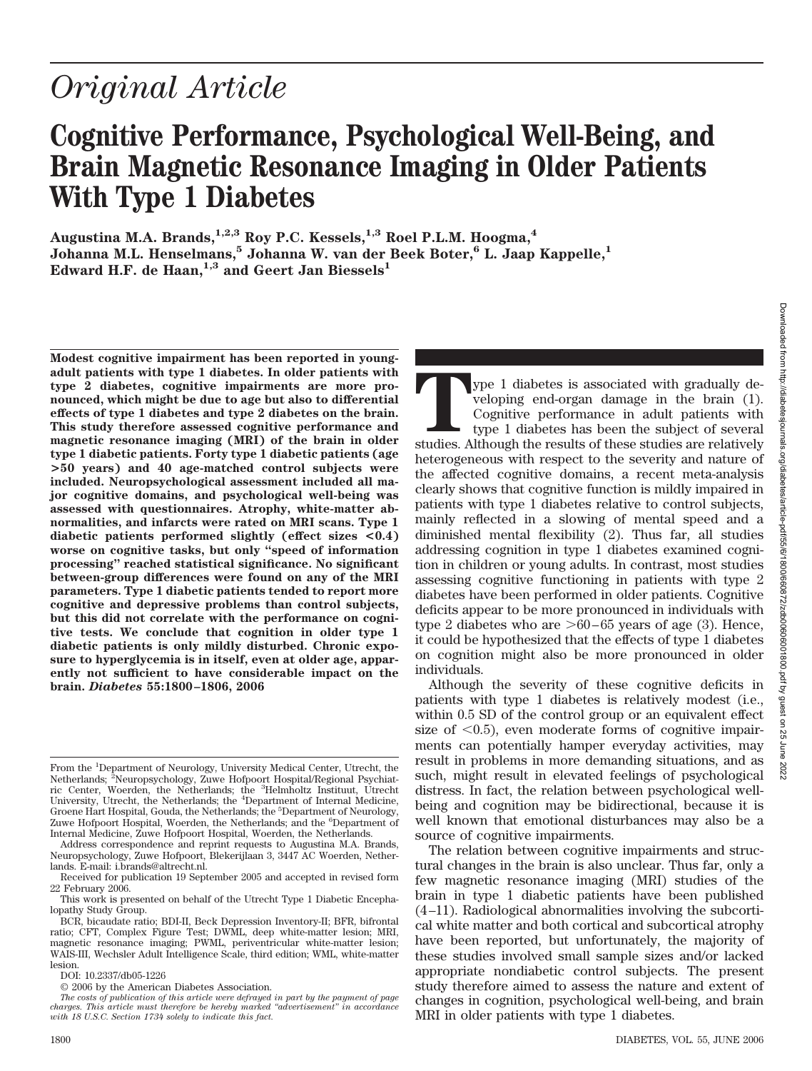# *Original Article*

# Cognitive Performance, Psychological Well-Being, and Brain Magnetic Resonance Imaging in Older Patients With Type 1 Diabetes

**Augustina M.A. Brands,[1,2,3] Roy P.C. Kessels,[1,3] Roel P.L.M. Hoogma,[4] Johanna M.L. Henselmans,[5] Johanna W. van der Beek Boter,[6] L. Jaap Kappelle,[1] Edward H.F. de Haan,[1,3] and Geert Jan Biessels[1]**

**Modest cognitive impairment has been reported in young-adult patients with type 1 diabetes. In older patients with type 2 diabetes, cognitive impairments are more pronounced, which might be due to age but also to differential effects of type 1 diabetes and type 2 diabetes on the brain. This study therefore assessed cognitive performance and magnetic resonance imaging (MRI) of the brain in older type 1 diabetic patients. Forty type 1 diabetic patients (age >50 years) and 40 age-matched control subjects were included. Neuropsychological assessment included all major cognitive domains, and psychological well-being was assessed with questionnaires. Atrophy, white-matter abnormalities, and infarcts were rated on MRI scans. Type 1 diabetic patients performed slightly (effect sizes <0.4) worse on cognitive tasks, but only "speed of information processing" reached statistical significance. No significant between-group differences were found on any of the MRI parameters. Type 1 diabetic patients tended to report more cognitive and depressive problems than control subjects, but this did not correlate with the performance on cognitive tests. We conclude that cognition in older type 1 diabetic patients is only mildly disturbed. Chronic exposure to hyperglycemia is in itself, even at older age, apparently not sufficient to have considerable impact on the brain.** ***Diabetes*** **55:1800–1806, 2006**

From the [1]Department of Neurology, University Medical Center, Utrecht, the Netherlands; [2]Neuropsychology, Zuwe Hofpoort Hospital/Regional Psychiatric Center, Woerden, the Netherlands; the [3]Helmholtz Instituut, Utrecht University, Utrecht, the Netherlands; the [4]Department of Internal Medicine, Groene Hart Hospital, Gouda, the Netherlands; the [5]Department of Neurology, Zuwe Hofpoort Hospital, Woerden, the Netherlands; and the [6]Department of Internal Medicine, Zuwe Hofpoort Hospital, Woerden, the Netherlands.

Address correspondence and reprint requests to Augustina M.A. Brands, Neuropsychology, Zuwe Hofpoort, Blekerijlaan 3, 3447 AC Woerden, Netherlands. E-mail: i.brands@altrecht.nl.

Received for publication 19 September 2005 and accepted in revised form 22 February 2006.

This work is presented on behalf of the Utrecht Type 1 Diabetic Encephalopathy Study Group.

BCR, bicaudate ratio; BDI-II, Beck Depression Inventory-II; BFR, bifrontal ratio; CFT, Complex Figure Test; DWML, deep white-matter lesion; MRI, magnetic resonance imaging; PWML, periventricular white-matter lesion; WAIS-III, Wechsler Adult Intelligence Scale, third edition; WML, white-matter lesion.

DOI: 10.2337/db05-1226

© 2006 by the American Diabetes Association.

*The costs of publication of this article were defrayed in part by the payment of page charges. This article must therefore be hereby marked "advertisement" in accordance with 18 U.S.C. Section 1734 solely to indicate this fact.*

Type 1 diabetes is associated with gradually developing end-organ damage in the brain (1). Cognitive performance in adult patients with type 1 diabetes has been the subject of several studies. Although the results of these studies are relatively heterogeneous with respect to the severity and nature of the affected cognitive domains, a recent meta-analysis clearly shows that cognitive function is mildly impaired in patients with type 1 diabetes relative to control subjects, mainly reflected in a slowing of mental speed and a diminished mental flexibility (2). Thus far, all studies addressing cognition in type 1 diabetes examined cognition in children or young adults. In contrast, most studies assessing cognitive functioning in patients with type 2 diabetes have been performed in older patients. Cognitive deficits appear to be more pronounced in individuals with type 2 diabetes who are >60–65 years of age (3). Hence, it could be hypothesized that the effects of type 1 diabetes on cognition might also be more pronounced in older individuals.

Although the severity of these cognitive deficits in patients with type 1 diabetes is relatively modest (i.e., within 0.5 SD of the control group or an equivalent effect size of <0.5), even moderate forms of cognitive impairments can potentially hamper everyday activities, may result in problems in more demanding situations, and as such, might result in elevated feelings of psychological distress. In fact, the relation between psychological well-being and cognition may be bidirectional, because it is well known that emotional disturbances may also be a source of cognitive impairments.

The relation between cognitive impairments and structural changes in the brain is also unclear. Thus far, only a few magnetic resonance imaging (MRI) studies of the brain in type 1 diabetic patients have been published (4–11). Radiological abnormalities involving the subcortical white matter and both cortical and subcortical atrophy have been reported, but unfortunately, the majority of these studies involved small sample sizes and/or lacked appropriate nondiabetic control subjects. The present study therefore aimed to assess the nature and extent of changes in cognition, psychological well-being, and brain MRI in older patients with type 1 diabetes.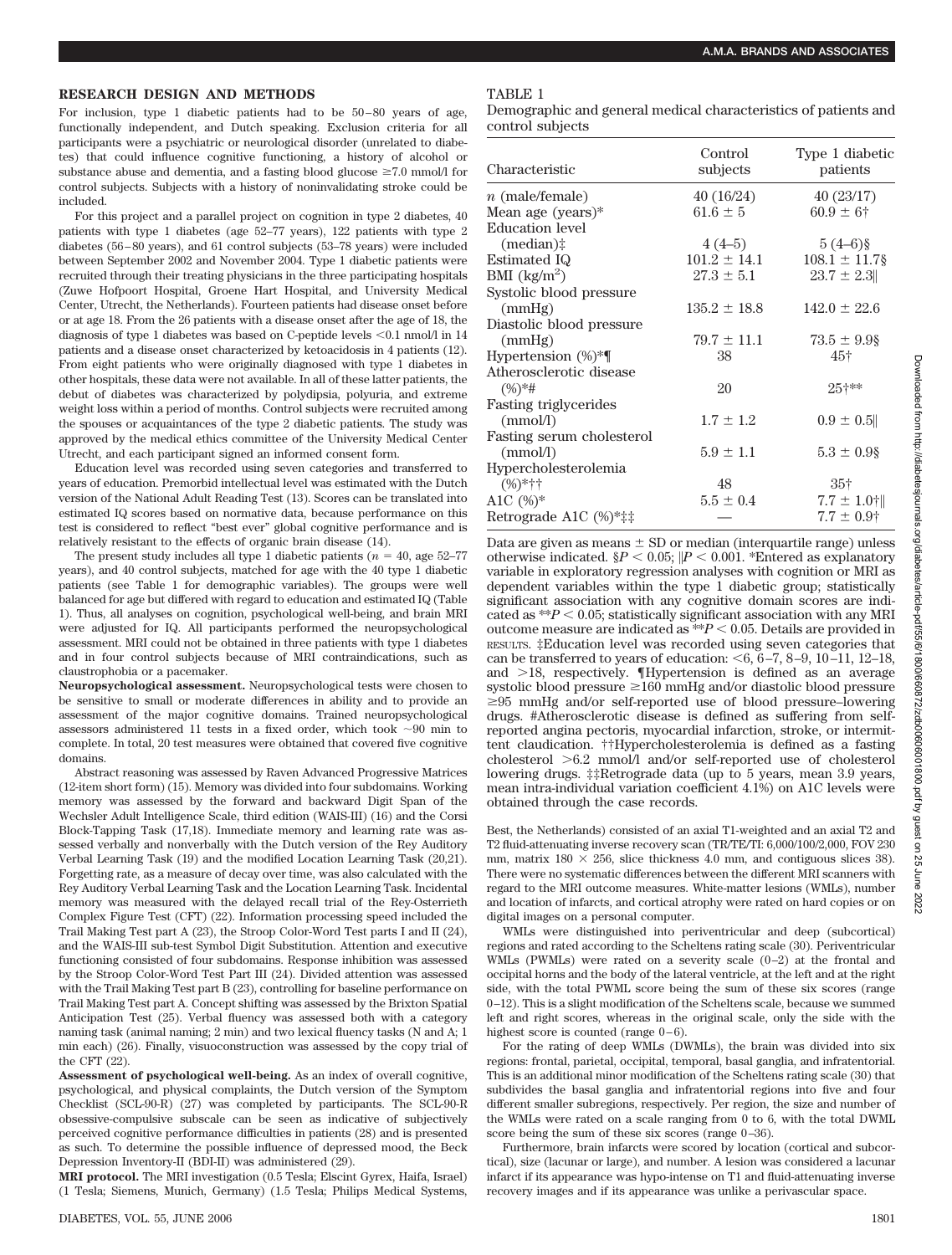## RESEARCH DESIGN AND METHODS

For inclusion, type 1 diabetic patients had to be 50–80 years of age, functionally independent, and Dutch speaking. Exclusion criteria for all participants were a psychiatric or neurological disorder (unrelated to diabetes) that could influence cognitive functioning, a history of alcohol or substance abuse and dementia, and a fasting blood glucose ≥7.0 mmol/l for control subjects. Subjects with a history of noninvalidating stroke could be included.

For this project and a parallel project on cognition in type 2 diabetes, 40 patients with type 1 diabetes (age 52–77 years), 122 patients with type 2 diabetes (56–80 years), and 61 control subjects (53–78 years) were included between September 2002 and November 2004. Type 1 diabetic patients were recruited through their treating physicians in the three participating hospitals (Zuwe Hofpoort Hospital, Groene Hart Hospital, and University Medical Center, Utrecht, the Netherlands). Fourteen patients had disease onset before or at age 18. From the 26 patients with a disease onset after the age of 18, the diagnosis of type 1 diabetes was based on C-peptide levels <0.1 nmol/l in 14 patients and a disease onset characterized by ketoacidosis in 4 patients (12). From eight patients who were originally diagnosed with type 1 diabetes in other hospitals, these data were not available. In all of these latter patients, the debut of diabetes was characterized by polydipsia, polyuria, and extreme weight loss within a period of months. Control subjects were recruited among the spouses or acquaintances of the type 2 diabetic patients. The study was approved by the medical ethics committee of the University Medical Center Utrecht, and each participant signed an informed consent form.

Education level was recorded using seven categories and transferred to years of education. Premorbid intellectual level was estimated with the Dutch version of the National Adult Reading Test (13). Scores can be translated into estimated IQ scores based on normative data, because performance on this test is considered to reflect "best ever" global cognitive performance and is relatively resistant to the effects of organic brain disease (14).

The present study includes all type 1 diabetic patients ($n = 40$, age 52–77 years), and 40 control subjects, matched for age with the 40 type 1 diabetic patients (see Table 1 for demographic variables). The groups were well balanced for age but differed with regard to education and estimated IQ (Table 1). Thus, all analyses on cognition, psychological well-being, and brain MRI were adjusted for IQ. All participants performed the neuropsychological assessment. MRI could not be obtained in three patients with type 1 diabetes and in four control subjects because of MRI contraindications, such as claustrophobia or a pacemaker.

**Neuropsychological assessment.** Neuropsychological tests were chosen to be sensitive to small or moderate differences in ability and to provide an assessment of the major cognitive domains. Trained neuropsychological assessors administered 11 tests in a fixed order, which took ~90 min to complete. In total, 20 test measures were obtained that covered five cognitive domains.

Abstract reasoning was assessed by Raven Advanced Progressive Matrices (12-item short form) (15). Memory was divided into four subdomains. Working memory was assessed by the forward and backward Digit Span of the Wechsler Adult Intelligence Scale, third edition (WAIS-III) (16) and the Corsi Block-Tapping Task (17,18). Immediate memory and learning rate was assessed verbally and nonverbally with the Dutch version of the Rey Auditory Verbal Learning Task (19) and the modified Location Learning Task (20,21). Forgetting rate, as a measure of decay over time, was also calculated with the Rey Auditory Verbal Learning Task and the Location Learning Task. Incidental memory was measured with the delayed recall trial of the Rey-Osterrieth Complex Figure Test (CFT) (22). Information processing speed included the Trail Making Test part A (23), the Stroop Color-Word Test parts I and II (24), and the WAIS-III sub-test Symbol Digit Substitution. Attention and executive functioning consisted of four subdomains. Response inhibition was assessed by the Stroop Color-Word Test Part III (24). Divided attention was assessed with the Trail Making Test part B (23), controlling for baseline performance on Trail Making Test part A. Concept shifting was assessed by the Brixton Spatial Anticipation Test (25). Verbal fluency was assessed both with a category naming task (animal naming; 2 min) and two lexical fluency tasks (N and A; 1 min each) (26). Finally, visuoconstruction was assessed by the copy trial of the CFT (22).

**Assessment of psychological well-being.** As an index of overall cognitive, psychological, and physical complaints, the Dutch version of the Symptom Checklist (SCL-90-R) (27) was completed by participants. The SCL-90-R obsessive-compulsive subscale can be seen as indicative of subjectively perceived cognitive performance difficulties in patients (28) and is presented as such. To determine the possible influence of depressed mood, the Beck Depression Inventory-II (BDI-II) was administered (29).

**MRI protocol.** The MRI investigation (0.5 Tesla; Elscint Gyrex, Haifa, Israel) (1 Tesla; Siemens, Munich, Germany) (1.5 Tesla; Philips Medical Systems, Best, the Netherlands) consisted of an axial T1-weighted and an axial T2 and T2 fluid-attenuating inverse recovery scan (TR/TE/TI: 6,000/100/2,000, FOV 230 mm, matrix 180 × 256, slice thickness 4.0 mm, and contiguous slices 38). There were no systematic differences between the different MRI scanners with regard to the MRI outcome measures. White-matter lesions (WMLs), number and location of infarcts, and cortical atrophy were rated on hard copies or on digital images on a personal computer.

WMLs were distinguished into periventricular and deep (subcortical) regions and rated according to the Scheltens rating scale (30). Periventricular WMLs (PWMLs) were rated on a severity scale (0–2) at the frontal and occipital horns and the body of the lateral ventricle, at the left and at the right side, with the total PWML score being the sum of these six scores (range 0–12). This is a slight modification of the Scheltens scale, because we summed left and right scores, whereas in the original scale, only the side with the highest score is counted (range 0–6).

For the rating of deep WMLs (DWMLs), the brain was divided into six regions: frontal, parietal, occipital, temporal, basal ganglia, and infratentorial. This is an additional minor modification of the Scheltens rating scale (30) that subdivides the basal ganglia and infratentorial regions into five and four different smaller subregions, respectively. Per region, the size and number of the WMLs were rated on a scale ranging from 0 to 6, with the total DWML score being the sum of these six scores (range 0–36).

Furthermore, brain infarcts were scored by location (cortical and subcortical), size (lacunar or large), and number. A lesion was considered a lacunar infarct if its appearance was hypo-intense on T1 and fluid-attenuating inverse recovery images and if its appearance was unlike a perivascular space.

TABLE 1

Demographic and general medical characteristics of patients and control subjects

| Characteristic | Control subjects | Type 1 diabetic patients |
|---|---|---|
| *n* (male/female) | 40 (16/24) | 40 (23/17) |
| Mean age (years)* | 61.6 ± 5 | 60.9 ± 6† |
| Education level (median)‡ | 4 (4–5) | 5 (4–6)§ |
| Estimated IQ | 101.2 ± 14.1 | 108.1 ± 11.7§ |
| BMI (kg/m²) | 27.3 ± 5.1 | 23.7 ± 2.3‖ |
| Systolic blood pressure (mmHg) | 135.2 ± 18.8 | 142.0 ± 22.6 |
| Diastolic blood pressure (mmHg) | 79.7 ± 11.1 | 73.5 ± 9.9§ |
| Hypertension (%)*¶ | 38 | 45† |
| Atherosclerotic disease (%)*# | 20 | 25†** |
| Fasting triglycerides (mmol/l) | 1.7 ± 1.2 | 0.9 ± 0.5‖ |
| Fasting serum cholesterol (mmol/l) | 5.9 ± 1.1 | 5.3 ± 0.9§ |
| Hypercholesterolemia (%)*†† | 48 | 35† |
| A1C (%)* | 5.5 ± 0.4 | 7.7 ± 1.0†‖ |
| Retrograde A1C (%)*‡‡ | — | 7.7 ± 0.9† |

Data are given as means ± SD or median (interquartile range) unless otherwise indicated. §$P < 0.05$; ‖$P < 0.001$. *Entered as explanatory variable in exploratory regression analyses with cognition or MRI as dependent variables within the type 1 diabetic group; statistically significant association with any cognitive domain scores are indicated as **$P < 0.05$; statistically significant association with any MRI outcome measure are indicated as **$P < 0.05$. Details are provided in RESULTS. ‡Education level was recorded using seven categories that can be transferred to years of education: <6, 6–7, 8–9, 10–11, 12–18, and >18, respectively. ¶Hypertension is defined as an average systolic blood pressure ≥160 mmHg and/or diastolic blood pressure ≥95 mmHg and/or self-reported use of blood pressure–lowering drugs. #Atherosclerotic disease is defined as suffering from self-reported angina pectoris, myocardial infarction, stroke, or intermittent claudication. ††Hypercholesterolemia is defined as a fasting cholesterol >6.2 mmol/l and/or self-reported use of cholesterol lowering drugs. ‡‡Retrograde data (up to 5 years, mean 3.9 years, mean intra-individual variation coefficient 4.1%) on A1C levels were obtained through the case records.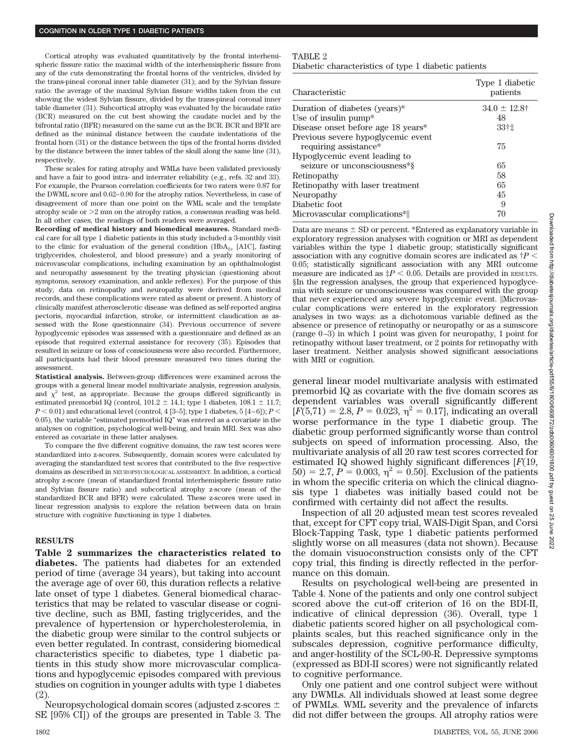Cortical atrophy was evaluated quantitatively by the frontal interhemispheric fissure ratio: the maximal width of the interhemispheric fissure from any of the cuts demonstrating the frontal horns of the ventricles, divided by the trans-pineal coronal inner table diameter (31); and by the Sylvian fissure ratio: the average of the maximal Sylvian fissure widths taken from the cut showing the widest Sylvian fissure, divided by the trans-pineal coronal inner table diameter (31). Subcortical atrophy was evaluated by the bicaudate ratio (BCR) measured on the cut best showing the caudate nuclei and by the bifrontal ratio (BFR) measured on the same cut as the BCR. BCR and BFR are defined as the minimal distance between the caudate indentations of the frontal horn (31) or the distance between the tips of the frontal horns divided by the distance between the inner tables of the skull along the same line (31), respectively.

These scales for rating atrophy and WMLs have been validated previously and have a fair to good intra- and interrater reliability (e.g., refs. 32 and 33). For example, the Pearson correlation coefficients for two raters were 0.87 for the DWML score and 0.62–0.90 for the atrophy ratios. Nevertheless, in case of disagreement of more than one point on the WML scale and the template atrophy scale or >2 mm on the atrophy ratios, a consensus reading was held. In all other cases, the readings of both readers were averaged.

**Recording of medical history and biomedical measures.** Standard medical care for all type 1 diabetic patients in this study included a 3-monthly visit to the clinic for evaluation of the general condition ($HbA_{1c}$ [A1C], fasting triglycerides, cholesterol, and blood pressure) and a yearly monitoring of microvascular complications, including examination by an ophthalmologist and neuropathy assessment by the treating physician (questioning about symptoms, sensory examination, and ankle reflexes). For the purpose of this study, data on retinopathy and neuropathy were derived from medical records, and these complications were rated as absent or present. A history of clinically manifest atherosclerotic disease was defined as self-reported angina pectoris, myocardial infarction, stroke, or intermittent claudication as assessed with the Rose questionnaire (34). Previous occurrence of severe hypoglycemic episodes was assessed with a questionnaire and defined as an episode that required external assistance for recovery (35). Episodes that resulted in seizure or loss of consciousness were also recorded. Furthermore, all participants had their blood pressure measured two times during the assessment.

**Statistical analysis.** Between-group differences were examined across the groups with a general linear model multivariate analysis, regression analysis, and $\chi^2$ test, as appropriate. Because the groups differed significantly in estimated premorbid IQ (control, 101.2 ± 14.1; type 1 diabetes, 108.1 ± 11.7; $P < 0.01$) and educational level (control, 4 [3–5]; type 1 diabetes, 5 [4–6]); $P < 0.05$), the variable "estimated premorbid IQ" was entered as a covariate in the analyses on cognition, psychological well-being, and brain MRI. Sex was also entered as covariate in these latter analyses.

To compare the five different cognitive domains, the raw test scores were standardized into z-scores. Subsequently, domain scores were calculated by averaging the standardized test scores that contributed to the five respective domains as described in NEUROPSYCHOLOGICAL ASSESSMENT. In addition, a cortical atrophy z-score (mean of standardized frontal interhemispheric fissure ratio and Sylvian fissure ratio) and subcortical atrophy z-score (mean of the standardized BCR and BFR) were calculated. These z-scores were used in linear regression analysis to explore the relation between data on brain structure with cognitive functioning in type 1 diabetes.

## RESULTS

**Table 2 summarizes the characteristics related to diabetes.** The patients had diabetes for an extended period of time (average 34 years), but taking into account the average age of over 60, this duration reflects a relative late onset of type 1 diabetes. General biomedical characteristics that may be related to vascular disease or cognitive decline, such as BMI, fasting triglycerides, and the prevalence of hypertension or hypercholesterolemia, in the diabetic group were similar to the control subjects or even better regulated. In contrast, considering biomedical characteristics specific to diabetes, type 1 diabetic patients in this study show more microvascular complications and hypoglycemic episodes compared with previous studies on cognition in younger adults with type 1 diabetes (2).

Neuropsychological domain scores (adjusted z-scores ± SE [95% CI]) of the groups are presented in Table 3. The general linear model multivariate analysis with estimated premorbid IQ as covariate with the five domain scores as dependent variables was overall significantly different [$F(5,71) = 2.8$, $P = 0.023$, $\eta^2 = 0.17$], indicating an overall worse performance in the type 1 diabetic group. The diabetic group performed significantly worse than control subjects on speed of information processing. Also, the multivariate analysis of all 20 raw test scores corrected for estimated IQ showed highly significant differences [$F(19, 50) = 2.7$, $P = 0.003$, $\eta^2 = 0.50$]. Exclusion of the patients in whom the specific criteria on which the clinical diagnosis type 1 diabetes was initially based could not be confirmed with certainty did not affect the results.

Inspection of all 20 adjusted mean test scores revealed that, except for CFT copy trial, WAIS-Digit Span, and Corsi Block-Tapping Task, type 1 diabetic patients performed slightly worse on all measures (data not shown). Because the domain visuoconstruction consists only of the CFT copy trial, this finding is directly reflected in the performance on this domain.

Results on psychological well-being are presented in Table 4. None of the patients and only one control subject scored above the cut-off criterion of 16 on the BDI-II, indicative of clinical depression (36). Overall, type 1 diabetic patients scored higher on all psychological complaints scales, but this reached significance only in the subscales depression, cognitive performance difficulty, and anger-hostility of the SCL-90-R. Depressive symptoms (expressed as BDI-II scores) were not significantly related to cognitive performance.

Only one patient and one control subject were without any DWMLs. All individuals showed at least some degree of PWMLs. WML severity and the prevalence of infarcts did not differ between the groups. All atrophy ratios were

TABLE 2
Diabetic characteristics of type 1 diabetic patients

| Characteristic | Type 1 diabetic patients |
|---|---|
| Duration of diabetes (years)* | 34.0 ± 12.8† |
| Use of insulin pump* | 48 |
| Disease onset before age 18 years* | 33†‡ |
| Previous severe hypoglycemic event requiring assistance* | 75 |
| Hypoglycemic event leading to seizure or unconsciousness*§ | 65 |
| Retinopathy | 58 |
| Retinopathy with laser treatment | 65 |
| Neuropathy | 45 |
| Diabetic foot | 9 |
| Microvascular complications*‖ | 70 |

Data are means ± SD or percent. *Entered as explanatory variable in exploratory regression analyses with cognition or MRI as dependent variables within the type 1 diabetic group; statistically significant association with any cognitive domain scores are indicated as †$P < 0.05$; statistically significant association with any MRI outcome measure are indicated as ‡$P < 0.05$. Details are provided in RESULTS. §In the regression analyses, the group that experienced hypoglycemia with seizure or unconsciousness was compared with the group that never experienced any severe hypoglycemic event. ‖Microvascular complications were entered in the exploratory regression analyses in two ways: as a dichotomous variable defined as the absence or presence of retinopathy or neuropathy or as a sumscore (range 0–3) in which 1 point was given for neuropathy, 1 point for retinopathy without laser treatment, or 2 points for retinopathy with laser treatment. Neither analysis showed significant associations with MRI or cognition.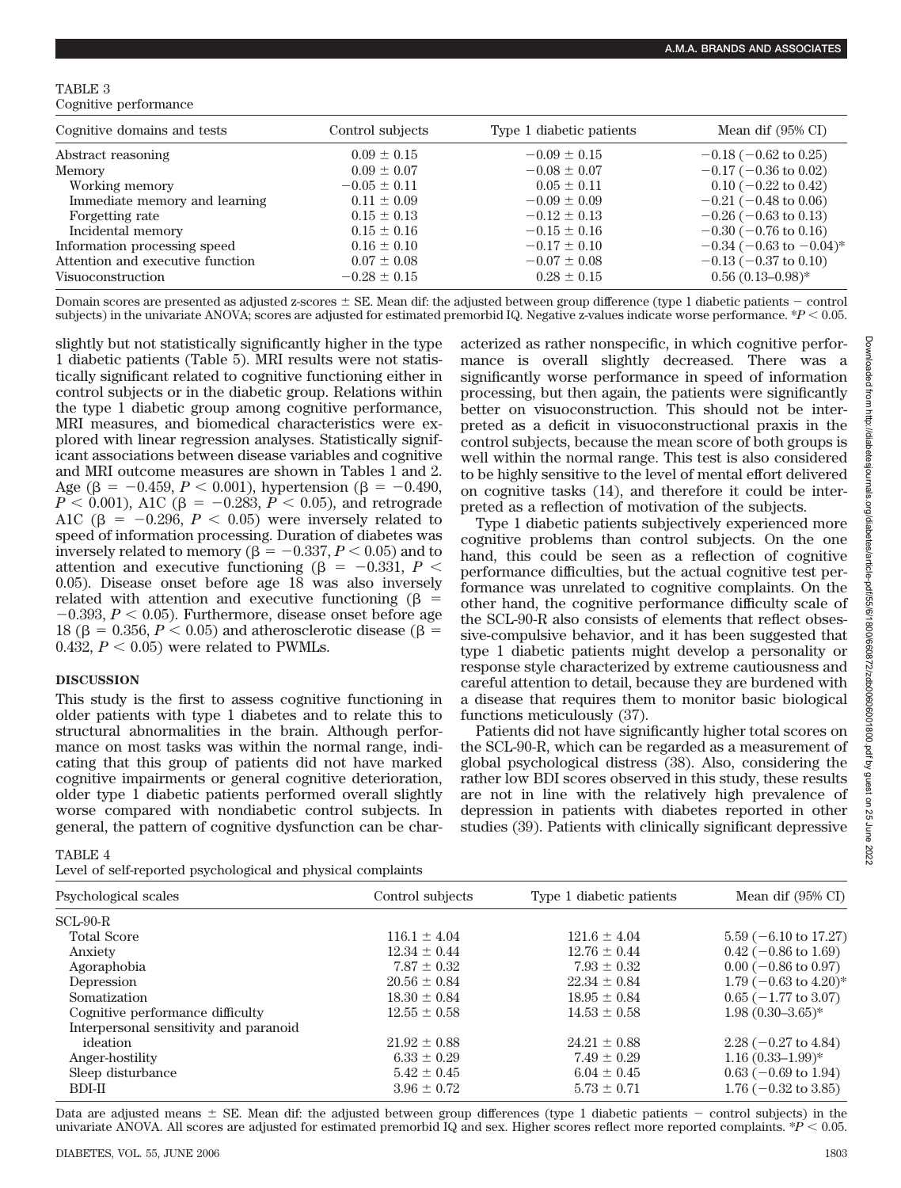TABLE 3
Cognitive performance

| Cognitive domains and tests | Control subjects | Type 1 diabetic patients | Mean dif (95% CI) |
| --- | --- | --- | --- |
| Abstract reasoning | 0.09 ± 0.15 | −0.09 ± 0.15 | −0.18 (−0.62 to 0.25) |
| Memory | 0.09 ± 0.07 | −0.08 ± 0.07 | −0.17 (−0.36 to 0.02) |
| Working memory | −0.05 ± 0.11 | 0.05 ± 0.11 | 0.10 (−0.22 to 0.42) |
| Immediate memory and learning | 0.11 ± 0.09 | −0.09 ± 0.09 | −0.21 (−0.48 to 0.06) |
| Forgetting rate | 0.15 ± 0.13 | −0.12 ± 0.13 | −0.26 (−0.63 to 0.13) |
| Incidental memory | 0.15 ± 0.16 | −0.15 ± 0.16 | −0.30 (−0.76 to 0.16) |
| Information processing speed | 0.16 ± 0.10 | −0.17 ± 0.10 | −0.34 (−0.63 to −0.04)* |
| Attention and executive function | 0.07 ± 0.08 | −0.07 ± 0.08 | −0.13 (−0.37 to 0.10) |
| Visuoconstruction | −0.28 ± 0.15 | 0.28 ± 0.15 | 0.56 (0.13–0.98)* |

Domain scores are presented as adjusted z-scores ± SE. Mean dif: the adjusted between group difference (type 1 diabetic patients − control subjects) in the univariate ANOVA; scores are adjusted for estimated premorbid IQ. Negative z-values indicate worse performance. *$P < 0.05$.

slightly but not statistically significantly higher in the type 1 diabetic patients (Table 5). MRI results were not statistically significant related to cognitive functioning either in control subjects or in the diabetic group. Relations within the type 1 diabetic group among cognitive performance, MRI measures, and biomedical characteristics were explored with linear regression analyses. Statistically significant associations between disease variables and cognitive and MRI outcome measures are shown in Tables 1 and 2. Age ($\beta = -0.459$, $P < 0.001$), hypertension ($\beta = -0.490$, $P < 0.001$), A1C ($\beta = -0.283$, $P < 0.05$), and retrograde A1C ($\beta = -0.296$, $P < 0.05$) were inversely related to speed of information processing. Duration of diabetes was inversely related to memory ($\beta = -0.337$, $P < 0.05$) and to attention and executive functioning ($\beta = -0.331$, $P < 0.05$). Disease onset before age 18 was also inversely related with attention and executive functioning ($\beta = -0.393$, $P < 0.05$). Furthermore, disease onset before age 18 ($\beta = 0.356$, $P < 0.05$) and atherosclerotic disease ($\beta = 0.432$, $P < 0.05$) were related to PWMLs.

## DISCUSSION

This study is the first to assess cognitive functioning in older patients with type 1 diabetes and to relate this to structural abnormalities in the brain. Although performance on most tasks was within the normal range, indicating that this group of patients did not have marked cognitive impairments or general cognitive deterioration, older type 1 diabetic patients performed overall slightly worse compared with nondiabetic control subjects. In general, the pattern of cognitive dysfunction can be characterized as rather nonspecific, in which cognitive performance is overall slightly decreased. There was a significantly worse performance in speed of information processing, but then again, the patients were significantly better on visuoconstruction. This should not be interpreted as a deficit in visuoconstructional praxis in the control subjects, because the mean score of both groups is well within the normal range. This test is also considered to be highly sensitive to the level of mental effort delivered on cognitive tasks (14), and therefore it could be interpreted as a reflection of motivation of the subjects.

Type 1 diabetic patients subjectively experienced more cognitive problems than control subjects. On the one hand, this could be seen as a reflection of cognitive performance difficulties, but the actual cognitive test performance was unrelated to cognitive complaints. On the other hand, the cognitive performance difficulty scale of the SCL-90-R also consists of elements that reflect obsessive-compulsive behavior, and it has been suggested that type 1 diabetic patients might develop a personality or response style characterized by extreme cautiousness and careful attention to detail, because they are burdened with a disease that requires them to monitor basic biological functions meticulously (37).

Patients did not have significantly higher total scores on the SCL-90-R, which can be regarded as a measurement of global psychological distress (38). Also, considering the rather low BDI scores observed in this study, these results are not in line with the relatively high prevalence of depression in patients with diabetes reported in other studies (39). Patients with clinically significant depressive

TABLE 4
Level of self-reported psychological and physical complaints

| Psychological scales | Control subjects | Type 1 diabetic patients | Mean dif (95% CI) |
| --- | --- | --- | --- |
| SCL-90-R | | | |
| Total Score | 116.1 ± 4.04 | 121.6 ± 4.04 | 5.59 (−6.10 to 17.27) |
| Anxiety | 12.34 ± 0.44 | 12.76 ± 0.44 | 0.42 (−0.86 to 1.69) |
| Agoraphobia | 7.87 ± 0.32 | 7.93 ± 0.32 | 0.00 (−0.86 to 0.97) |
| Depression | 20.56 ± 0.84 | 22.34 ± 0.84 | 1.79 (−0.63 to 4.20)* |
| Somatization | 18.30 ± 0.84 | 18.95 ± 0.84 | 0.65 (−1.77 to 3.07) |
| Cognitive performance difficulty | 12.55 ± 0.58 | 14.53 ± 0.58 | 1.98 (0.30–3.65)* |
| Interpersonal sensitivity and paranoid ideation | 21.92 ± 0.88 | 24.21 ± 0.88 | 2.28 (−0.27 to 4.84) |
| Anger-hostility | 6.33 ± 0.29 | 7.49 ± 0.29 | 1.16 (0.33–1.99)* |
| Sleep disturbance | 5.42 ± 0.45 | 6.04 ± 0.45 | 0.63 (−0.69 to 1.94) |
| BDI-II | 3.96 ± 0.72 | 5.73 ± 0.71 | 1.76 (−0.32 to 3.85) |

Data are adjusted means ± SE. Mean dif: the adjusted between group differences (type 1 diabetic patients − control subjects) in the univariate ANOVA. All scores are adjusted for estimated premorbid IQ and sex. Higher scores reflect more reported complaints. *$P < 0.05$.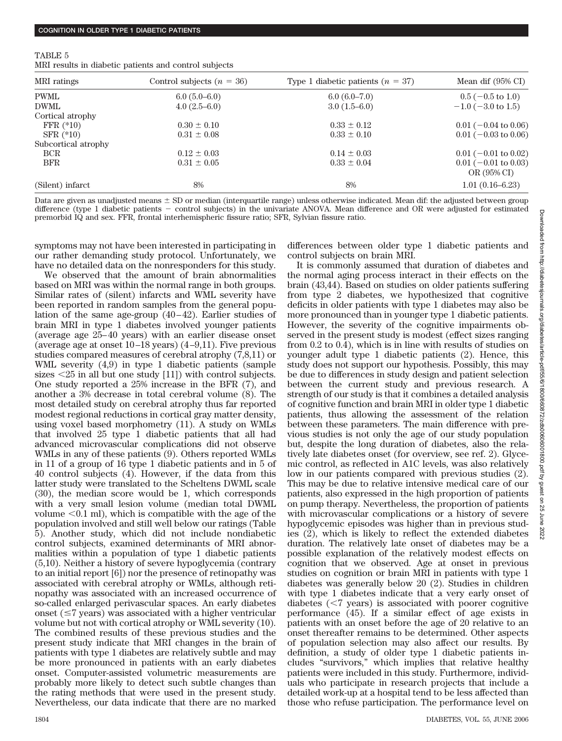TABLE 5
MRI results in diabetic patients and control subjects

| MRI ratings | Control subjects ($n$ = 36) | Type 1 diabetic patients ($n$ = 37) | Mean dif (95% CI) |
|---|---|---|---|
| PWML | 6.0 (5.0–6.0) | 6.0 (6.0–7.0) | 0.5 (−0.5 to 1.0) |
| DWML | 4.0 (2.5–6.0) | 3.0 (1.5–6.0) | −1.0 (−3.0 to 1.5) |
| Cortical atrophy | | | |
| FFR (*10) | 0.30 ± 0.10 | 0.33 ± 0.12 | 0.01 (−0.04 to 0.06) |
| SFR (*10) | 0.31 ± 0.08 | 0.33 ± 0.10 | 0.01 (−0.03 to 0.06) |
| Subcortical atrophy | | | |
| BCR | 0.12 ± 0.03 | 0.14 ± 0.03 | 0.01 (−0.01 to 0.02) |
| BFR | 0.31 ± 0.05 | 0.33 ± 0.04 | 0.01 (−0.01 to 0.03) |
| | | | OR (95% CI) |
| (Silent) infarct | 8% | 8% | 1.01 (0.16–6.23) |

Data are given as unadjusted means ± SD or median (interquartile range) unless otherwise indicated. Mean dif: the adjusted between group difference (type 1 diabetic patients − control subjects) in the univariate ANOVA. Mean difference and OR were adjusted for estimated premorbid IQ and sex. FFR, frontal interhemispheric fissure ratio; SFR, Sylvian fissure ratio.

symptoms may not have been interested in participating in our rather demanding study protocol. Unfortunately, we have no detailed data on the nonresponders for this study.

We observed that the amount of brain abnormalities based on MRI was within the normal range in both groups. Similar rates of (silent) infarcts and WML severity have been reported in random samples from the general population of the same age-group (40–42). Earlier studies of brain MRI in type 1 diabetes involved younger patients (average age 25–40 years) with an earlier disease onset (average age at onset 10–18 years) (4–9,11). Five previous studies compared measures of cerebral atrophy (7,8,11) or WML severity (4,9) in type 1 diabetic patients (sample sizes <25 in all but one study [11]) with control subjects. One study reported a 25% increase in the BFR (7), and another a 3% decrease in total cerebral volume (8). The most detailed study on cerebral atrophy thus far reported modest regional reductions in cortical gray matter density, using voxel based morphometry (11). A study on WMLs that involved 25 type 1 diabetic patients that all had advanced microvascular complications did not observe WMLs in any of these patients (9). Others reported WMLs in 11 of a group of 16 type 1 diabetic patients and in 5 of 40 control subjects (4). However, if the data from this latter study were translated to the Scheltens DWML scale (30), the median score would be 1, which corresponds with a very small lesion volume (median total DWML volume <0.1 ml), which is compatible with the age of the population involved and still well below our ratings (Table 5). Another study, which did not include nondiabetic control subjects, examined determinants of MRI abnormalities within a population of type 1 diabetic patients (5,10). Neither a history of severe hypoglycemia (contrary to an initial report [6]) nor the presence of retinopathy was associated with cerebral atrophy or WMLs, although retinopathy was associated with an increased occurrence of so-called enlarged perivascular spaces. An early diabetes onset (≤7 years) was associated with a higher ventricular volume but not with cortical atrophy or WML severity (10). The combined results of these previous studies and the present study indicate that MRI changes in the brain of patients with type 1 diabetes are relatively subtle and may be more pronounced in patients with an early diabetes onset. Computer-assisted volumetric measurements are probably more likely to detect such subtle changes than the rating methods that were used in the present study. Nevertheless, our data indicate that there are no marked differences between older type 1 diabetic patients and control subjects on brain MRI.

It is commonly assumed that duration of diabetes and the normal aging process interact in their effects on the brain (43,44). Based on studies on older patients suffering from type 2 diabetes, we hypothesized that cognitive deficits in older patients with type 1 diabetes may also be more pronounced than in younger type 1 diabetic patients. However, the severity of the cognitive impairments observed in the present study is modest (effect sizes ranging from 0.2 to 0.4), which is in line with results of studies on younger adult type 1 diabetic patients (2). Hence, this study does not support our hypothesis. Possibly, this may be due to differences in study design and patient selection between the current study and previous research. A strength of our study is that it combines a detailed analysis of cognitive function and brain MRI in older type 1 diabetic patients, thus allowing the assessment of the relation between these parameters. The main difference with previous studies is not only the age of our study population but, despite the long duration of diabetes, also the relatively late diabetes onset (for overview, see ref. 2). Glycemic control, as reflected in A1C levels, was also relatively low in our patients compared with previous studies (2). This may be due to relative intensive medical care of our patients, also expressed in the high proportion of patients on pump therapy. Nevertheless, the proportion of patients with microvascular complications or a history of severe hypoglycemic episodes was higher than in previous studies (2), which is likely to reflect the extended diabetes duration. The relatively late onset of diabetes may be a possible explanation of the relatively modest effects on cognition that we observed. Age at onset in previous studies on cognition or brain MRI in patients with type 1 diabetes was generally below 20 (2). Studies in children with type 1 diabetes indicate that a very early onset of diabetes (<7 years) is associated with poorer cognitive performance (45). If a similar effect of age exists in patients with an onset before the age of 20 relative to an onset thereafter remains to be determined. Other aspects of population selection may also affect our results. By definition, a study of older type 1 diabetic patients includes "survivors," which implies that relative healthy patients were included in this study. Furthermore, individuals who participate in research projects that include a detailed work-up at a hospital tend to be less affected than those who refuse participation. The performance level on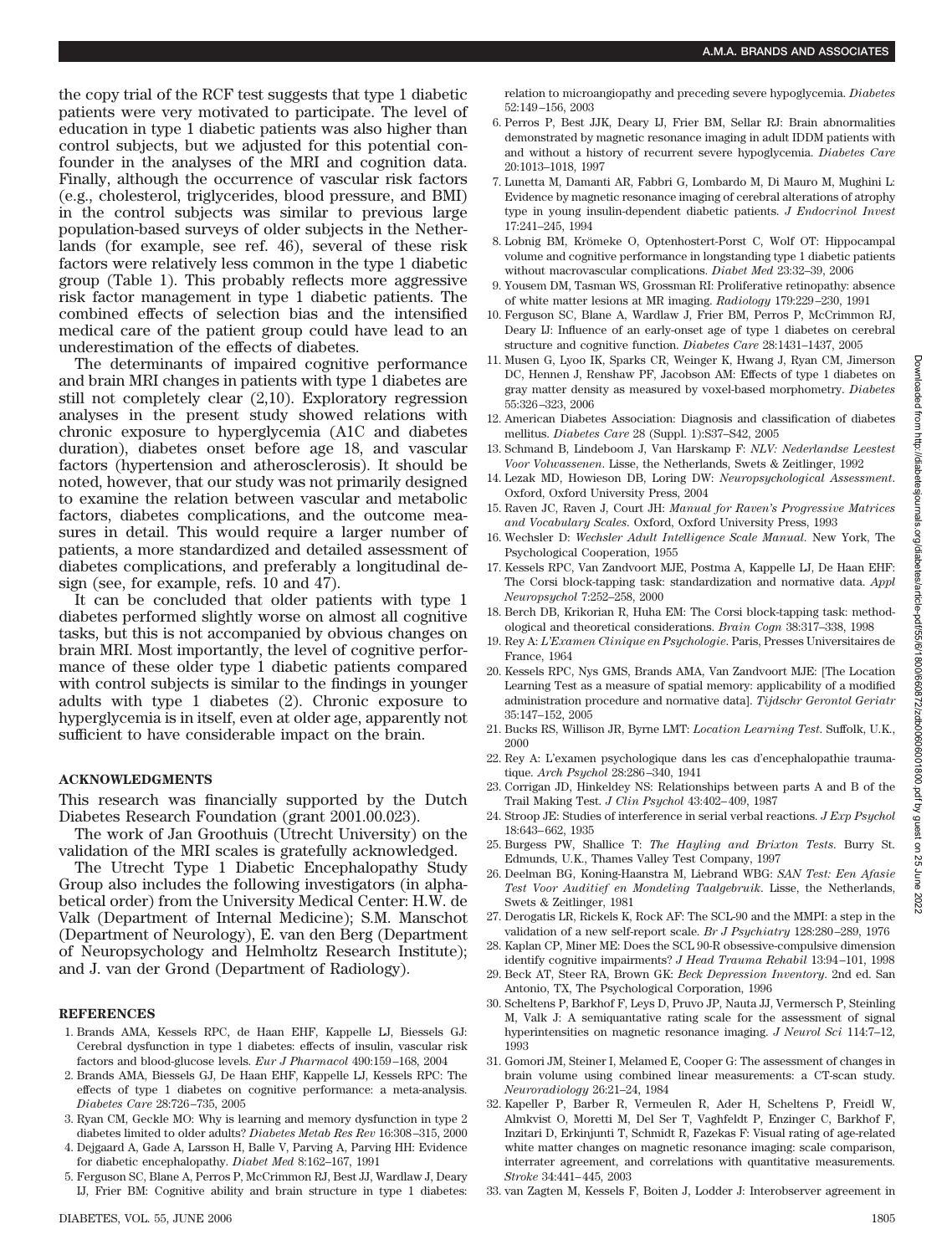the copy trial of the RCF test suggests that type 1 diabetic patients were very motivated to participate. The level of education in type 1 diabetic patients was also higher than control subjects, but we adjusted for this potential confounder in the analyses of the MRI and cognition data. Finally, although the occurrence of vascular risk factors (e.g., cholesterol, triglycerides, blood pressure, and BMI) in the control subjects was similar to previous large population-based surveys of older subjects in the Netherlands (for example, see ref. 46), several of these risk factors were relatively less common in the type 1 diabetic group (Table 1). This probably reflects more aggressive risk factor management in type 1 diabetic patients. The combined effects of selection bias and the intensified medical care of the patient group could have lead to an underestimation of the effects of diabetes.

The determinants of impaired cognitive performance and brain MRI changes in patients with type 1 diabetes are still not completely clear (2,10). Exploratory regression analyses in the present study showed relations with chronic exposure to hyperglycemia (A1C and diabetes duration), diabetes onset before age 18, and vascular factors (hypertension and atherosclerosis). It should be noted, however, that our study was not primarily designed to examine the relation between vascular and metabolic factors, diabetes complications, and the outcome measures in detail. This would require a larger number of patients, a more standardized and detailed assessment of diabetes complications, and preferably a longitudinal design (see, for example, refs. 10 and 47).

It can be concluded that older patients with type 1 diabetes performed slightly worse on almost all cognitive tasks, but this is not accompanied by obvious changes on brain MRI. Most importantly, the level of cognitive performance of these older type 1 diabetic patients compared with control subjects is similar to the findings in younger adults with type 1 diabetes (2). Chronic exposure to hyperglycemia is in itself, even at older age, apparently not sufficient to have considerable impact on the brain.

## ACKNOWLEDGMENTS

This research was financially supported by the Dutch Diabetes Research Foundation (grant 2001.00.023).

The work of Jan Groothuis (Utrecht University) on the validation of the MRI scales is gratefully acknowledged.

The Utrecht Type 1 Diabetic Encephalopathy Study Group also includes the following investigators (in alphabetical order) from the University Medical Center: H.W. de Valk (Department of Internal Medicine); S.M. Manschot (Department of Neurology), E. van den Berg (Department of Neuropsychology and Helmholtz Research Institute); and J. van der Grond (Department of Radiology).

## REFERENCES

1. Brands AMA, Kessels RPC, de Haan EHF, Kappelle LJ, Biessels GJ: Cerebral dysfunction in type 1 diabetes: effects of insulin, vascular risk factors and blood-glucose levels. *Eur J Pharmacol* 490:159–168, 2004
2. Brands AMA, Biessels GJ, De Haan EHF, Kappelle LJ, Kessels RPC: The effects of type 1 diabetes on cognitive performance: a meta-analysis. *Diabetes Care* 28:726–735, 2005
3. Ryan CM, Geckle MO: Why is learning and memory dysfunction in type 2 diabetes limited to older adults? *Diabetes Metab Res Rev* 16:308–315, 2000
4. Dejgaard A, Gade A, Larsson H, Balle V, Parving A, Parving HH: Evidence for diabetic encephalopathy. *Diabet Med* 8:162–167, 1991
5. Ferguson SC, Blane A, Perros P, McCrimmon RJ, Best JJ, Wardlaw J, Deary IJ, Frier BM: Cognitive ability and brain structure in type 1 diabetes: relation to microangiopathy and preceding severe hypoglycemia. *Diabetes* 52:149–156, 2003
6. Perros P, Best JJK, Deary IJ, Frier BM, Sellar RJ: Brain abnormalities demonstrated by magnetic resonance imaging in adult IDDM patients with and without a history of recurrent severe hypoglycemia. *Diabetes Care* 20:1013–1018, 1997
7. Lunetta M, Damanti AR, Fabbri G, Lombardo M, Di Mauro M, Mughini L: Evidence by magnetic resonance imaging of cerebral alterations of atrophy type in young insulin-dependent diabetic patients. *J Endocrinol Invest* 17:241–245, 1994
8. Lobnig BM, Krömeke O, Optenhostert-Porst C, Wolf OT: Hippocampal volume and cognitive performance in longstanding type 1 diabetic patients without macrovascular complications. *Diabet Med* 23:32–39, 2006
9. Yousem DM, Tasman WS, Grossman RI: Proliferative retinopathy: absence of white matter lesions at MR imaging. *Radiology* 179:229–230, 1991
10. Ferguson SC, Blane A, Wardlaw J, Frier BM, Perros P, McCrimmon RJ, Deary IJ: Influence of an early-onset age of type 1 diabetes on cerebral structure and cognitive function. *Diabetes Care* 28:1431–1437, 2005
11. Musen G, Lyoo IK, Sparks CR, Weinger K, Hwang J, Ryan CM, Jimerson DC, Hennen J, Renshaw PF, Jacobson AM: Effects of type 1 diabetes on gray matter density as measured by voxel-based morphometry. *Diabetes* 55:326–323, 2006
12. American Diabetes Association: Diagnosis and classification of diabetes mellitus. *Diabetes Care* 28 (Suppl. 1):S37–S42, 2005
13. Schmand B, Lindeboom J, Van Harskamp F: *NLV: Nederlandse Leestest Voor Volwassenen*. Lisse, the Netherlands, Swets & Zeitlinger, 1992
14. Lezak MD, Howieson DB, Loring DW: *Neuropsychological Assessment*. Oxford, Oxford University Press, 2004
15. Raven JC, Raven J, Court JH: *Manual for Raven's Progressive Matrices and Vocabulary Scales*. Oxford, Oxford University Press, 1993
16. Wechsler D: *Wechsler Adult Intelligence Scale Manual*. New York, The Psychological Cooperation, 1955
17. Kessels RPC, Van Zandvoort MJE, Postma A, Kappelle LJ, De Haan EHF: The Corsi block-tapping task: standardization and normative data. *Appl Neuropsychol* 7:252–258, 2000
18. Berch DB, Krikorian R, Huha EM: The Corsi block-tapping task: methodological and theoretical considerations. *Brain Cogn* 38:317–338, 1998
19. Rey A: *L'Examen Clinique en Psychologie*. Paris, Presses Universitaires de France, 1964
20. Kessels RPC, Nys GMS, Brands AMA, Van Zandvoort MJE: [The Location Learning Test as a measure of spatial memory: applicability of a modified administration procedure and normative data]. *Tijdschr Gerontol Geriatr* 35:147–152, 2005
21. Bucks RS, Willison JR, Byrne LMT: *Location Learning Test*. Suffolk, U.K., 2000
22. Rey A: L'examen psychologique dans les cas d'encephalopathie traumatique. *Arch Psychol* 28:286–340, 1941
23. Corrigan JD, Hinkeldey NS: Relationships between parts A and B of the Trail Making Test. *J Clin Psychol* 43:402–409, 1987
24. Stroop JE: Studies of interference in serial verbal reactions. *J Exp Psychol* 18:643–662, 1935
25. Burgess PW, Shallice T: *The Hayling and Brixton Tests*. Burry St. Edmunds, U.K., Thames Valley Test Company, 1997
26. Deelman BG, Koning-Haanstra M, Liebrand WBG: *SAN Test: Een Afasie Test Voor Auditief en Mondeling Taalgebruik*. Lisse, the Netherlands, Swets & Zeitlinger, 1981
27. Derogatis LR, Rickels K, Rock AF: The SCL-90 and the MMPI: a step in the validation of a new self-report scale. *Br J Psychiatry* 128:280–289, 1976
28. Kaplan CP, Miner ME: Does the SCL 90-R obsessive-compulsive dimension identify cognitive impairments? *J Head Trauma Rehabil* 13:94–101, 1998
29. Beck AT, Steer RA, Brown GK: *Beck Depression Inventory*. 2nd ed. San Antonio, TX, The Psychological Corporation, 1996
30. Scheltens P, Barkhof F, Leys D, Pruvo JP, Nauta JJ, Vermersch P, Steinling M, Valk J: A semiquantative rating scale for the assessment of signal hyperintensities on magnetic resonance imaging. *J Neurol Sci* 114:7–12, 1993
31. Gomori JM, Steiner I, Melamed E, Cooper G: The assessment of changes in brain volume using combined linear measurements: a CT-scan study. *Neuroradiology* 26:21–24, 1984
32. Kapeller P, Barber R, Vermeulen R, Ader H, Scheltens P, Freidl W, Almkvist O, Moretti M, Del Ser T, Vaghfeldt P, Enzinger C, Barkhof F, Inzitari D, Erkinjunti T, Schmidt R, Fazekas F: Visual rating of age-related white matter changes on magnetic resonance imaging: scale comparison, interrater agreement, and correlations with quantitative measurements. *Stroke* 34:441–445, 2003
33. van Zagten M, Kessels F, Boiten J, Lodder J: Interobserver agreement in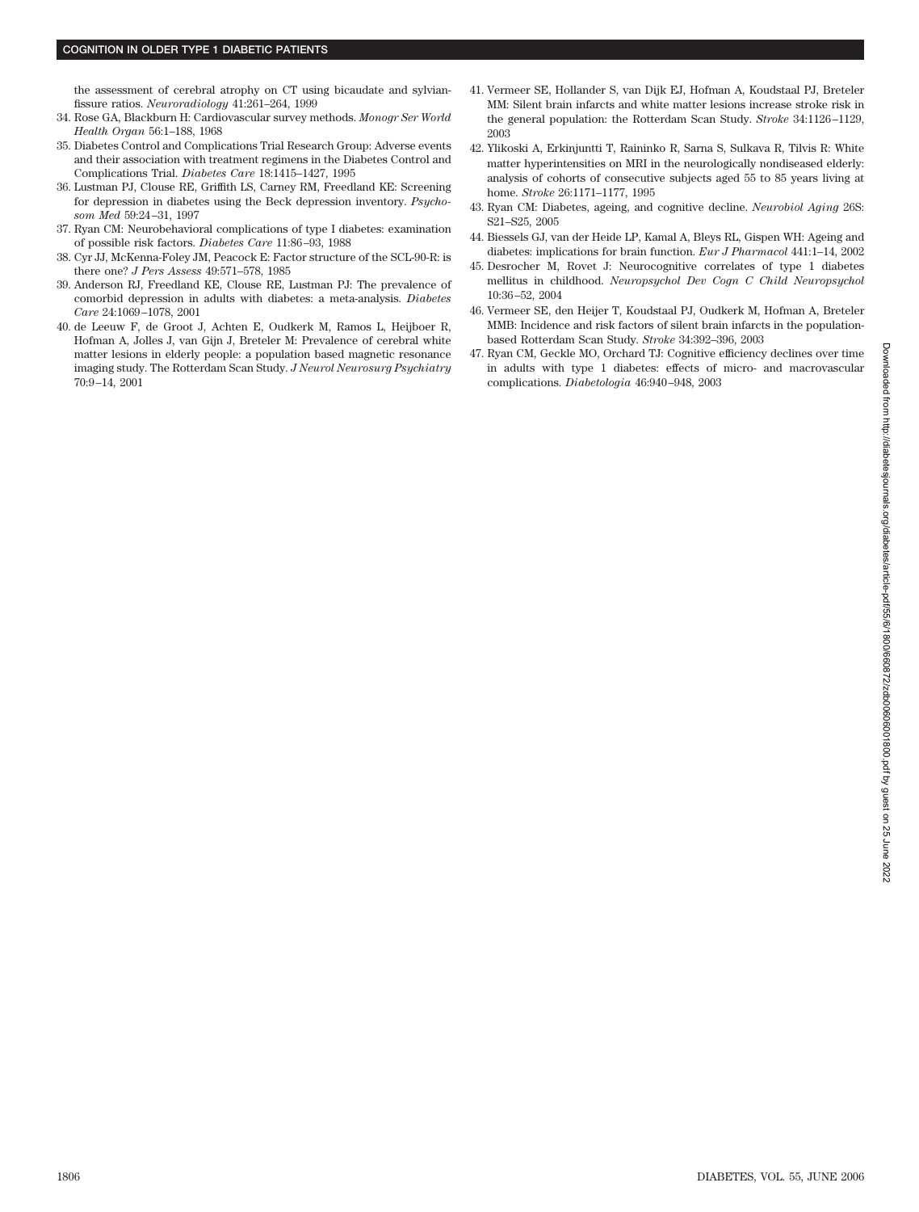the assessment of cerebral atrophy on CT using bicaudate and sylvian-fissure ratios. *Neuroradiology* 41:261–264, 1999

34. Rose GA, Blackburn H: Cardiovascular survey methods. *Monogr Ser World Health Organ* 56:1–188, 1968
35. Diabetes Control and Complications Trial Research Group: Adverse events and their association with treatment regimens in the Diabetes Control and Complications Trial. *Diabetes Care* 18:1415–1427, 1995
36. Lustman PJ, Clouse RE, Griffith LS, Carney RM, Freedland KE: Screening for depression in diabetes using the Beck depression inventory. *Psychosom Med* 59:24–31, 1997
37. Ryan CM: Neurobehavioral complications of type I diabetes: examination of possible risk factors. *Diabetes Care* 11:86–93, 1988
38. Cyr JJ, McKenna-Foley JM, Peacock E: Factor structure of the SCL-90-R: is there one? *J Pers Assess* 49:571–578, 1985
39. Anderson RJ, Freedland KE, Clouse RE, Lustman PJ: The prevalence of comorbid depression in adults with diabetes: a meta-analysis. *Diabetes Care* 24:1069–1078, 2001
40. de Leeuw F, de Groot J, Achten E, Oudkerk M, Ramos L, Heijboer R, Hofman A, Jolles J, van Gijn J, Breteler M: Prevalence of cerebral white matter lesions in elderly people: a population based magnetic resonance imaging study. The Rotterdam Scan Study. *J Neurol Neurosurg Psychiatry* 70:9–14, 2001
41. Vermeer SE, Hollander S, van Dijk EJ, Hofman A, Koudstaal PJ, Breteler MM: Silent brain infarcts and white matter lesions increase stroke risk in the general population: the Rotterdam Scan Study. *Stroke* 34:1126–1129, 2003
42. Ylikoski A, Erkinjuntti T, Raininko R, Sarna S, Sulkava R, Tilvis R: White matter hyperintensities on MRI in the neurologically nondiseased elderly: analysis of cohorts of consecutive subjects aged 55 to 85 years living at home. *Stroke* 26:1171–1177, 1995
43. Ryan CM: Diabetes, ageing, and cognitive decline. *Neurobiol Aging* 26S: S21–S25, 2005
44. Biessels GJ, van der Heide LP, Kamal A, Bleys RL, Gispen WH: Ageing and diabetes: implications for brain function. *Eur J Pharmacol* 441:1–14, 2002
45. Desrocher M, Rovet J: Neurocognitive correlates of type 1 diabetes mellitus in childhood. *Neuropsychol Dev Cogn C Child Neuropsychol* 10:36–52, 2004
46. Vermeer SE, den Heijer T, Koudstaal PJ, Oudkerk M, Hofman A, Breteler MMB: Incidence and risk factors of silent brain infarcts in the population-based Rotterdam Scan Study. *Stroke* 34:392–396, 2003
47. Ryan CM, Geckle MO, Orchard TJ: Cognitive efficiency declines over time in adults with type 1 diabetes: effects of micro- and macrovascular complications. *Diabetologia* 46:940–948, 2003